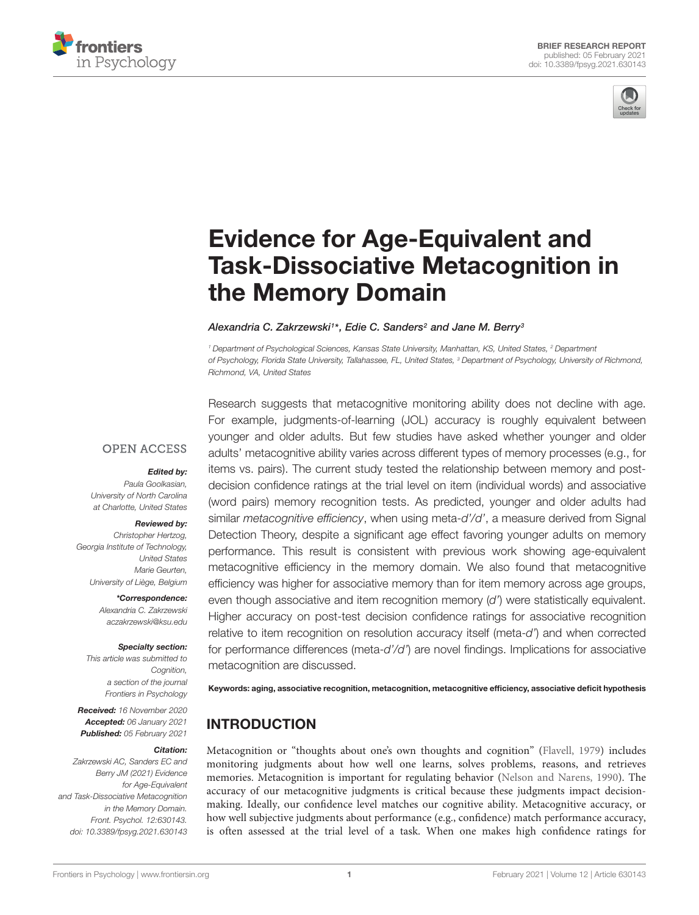BRIEF RESEARCH REPORT
published: 05 February 2021
doi: 10.3389/fpsyg.2021.630143

# Evidence for Age-Equivalent and Task-Dissociative Metacognition in the Memory Domain

*Alexandria C. Zakrzewski[1]\*, Edie C. Sanders[2] and Jane M. Berry[3]*

[1] Department of Psychological Sciences, Kansas State University, Manhattan, KS, United States, [2] Department of Psychology, Florida State University, Tallahassee, FL, United States, [3] Department of Psychology, University of Richmond, Richmond, VA, United States

Research suggests that metacognitive monitoring ability does not decline with age. For example, judgments-of-learning (JOL) accuracy is roughly equivalent between younger and older adults. But few studies have asked whether younger and older adults' metacognitive ability varies across different types of memory processes (e.g., for items vs. pairs). The current study tested the relationship between memory and post-decision confidence ratings at the trial level on item (individual words) and associative (word pairs) memory recognition tests. As predicted, younger and older adults had similar *metacognitive efficiency*, when using meta-*d'*/*d'*, a measure derived from Signal Detection Theory, despite a significant age effect favoring younger adults on memory performance. This result is consistent with previous work showing age-equivalent metacognitive efficiency in the memory domain. We also found that metacognitive efficiency was higher for associative memory than for item memory across age groups, even though associative and item recognition memory (*d'*) were statistically equivalent. Higher accuracy on post-test decision confidence ratings for associative recognition relative to item recognition on resolution accuracy itself (meta-*d'*) and when corrected for performance differences (meta-*d'*/*d'*) are novel findings. Implications for associative metacognition are discussed.

**Keywords: aging, associative recognition, metacognition, metacognitive efficiency, associative deficit hypothesis**

OPEN ACCESS

***Edited by:***
*Paula Goolkasian, University of North Carolina at Charlotte, United States*

***Reviewed by:***
*Christopher Hertzog, Georgia Institute of Technology, United States*
*Marie Geurten, University of Liège, Belgium*

***\*Correspondence:***
*Alexandria C. Zakrzewski*
*aczakrzewski@ksu.edu*

***Specialty section:***
*This article was submitted to Cognition, a section of the journal Frontiers in Psychology*

***Received:*** *16 November 2020*
***Accepted:*** *06 January 2021*
***Published:*** *05 February 2021*

***Citation:***
*Zakrzewski AC, Sanders EC and Berry JM (2021) Evidence for Age-Equivalent and Task-Dissociative Metacognition in the Memory Domain. Front. Psychol. 12:630143. doi: 10.3389/fpsyg.2021.630143*

## INTRODUCTION

Metacognition or "thoughts about one's own thoughts and cognition" (Flavell, 1979) includes monitoring judgments about how well one learns, solves problems, reasons, and retrieves memories. Metacognition is important for regulating behavior (Nelson and Narens, 1990). The accuracy of our metacognitive judgments is critical because these judgments impact decision-making. Ideally, our confidence level matches our cognitive ability. Metacognitive accuracy, or how well subjective judgments about performance (e.g., confidence) match performance accuracy, is often assessed at the trial level of a task. When one makes high confidence ratings for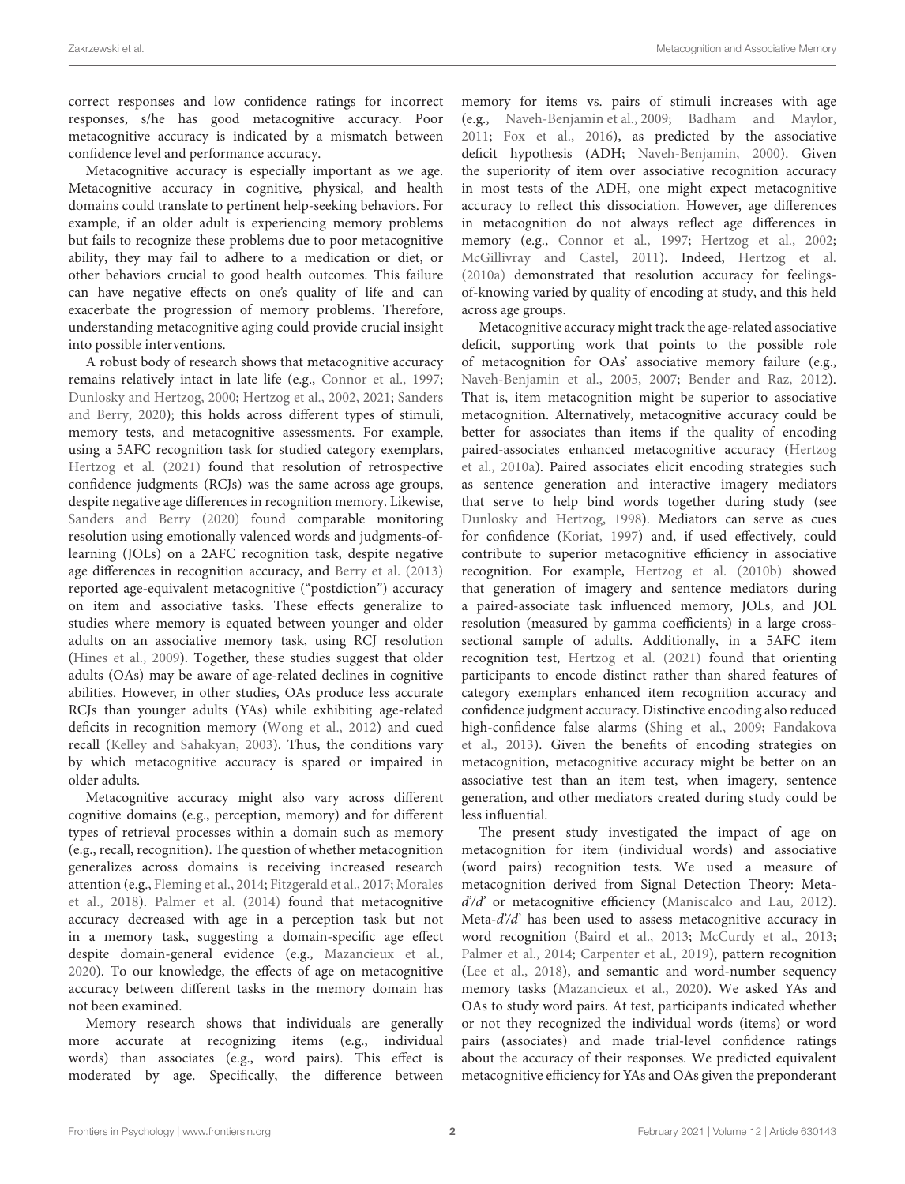correct responses and low confidence ratings for incorrect responses, s/he has good metacognitive accuracy. Poor metacognitive accuracy is indicated by a mismatch between confidence level and performance accuracy.

Metacognitive accuracy is especially important as we age. Metacognitive accuracy in cognitive, physical, and health domains could translate to pertinent help-seeking behaviors. For example, if an older adult is experiencing memory problems but fails to recognize these problems due to poor metacognitive ability, they may fail to adhere to a medication or diet, or other behaviors crucial to good health outcomes. This failure can have negative effects on one's quality of life and can exacerbate the progression of memory problems. Therefore, understanding metacognitive aging could provide crucial insight into possible interventions.

A robust body of research shows that metacognitive accuracy remains relatively intact in late life (e.g., Connor et al., 1997; Dunlosky and Hertzog, 2000; Hertzog et al., 2002, 2021; Sanders and Berry, 2020); this holds across different types of stimuli, memory tests, and metacognitive assessments. For example, using a 5AFC recognition task for studied category exemplars, Hertzog et al. (2021) found that resolution of retrospective confidence judgments (RCJs) was the same across age groups, despite negative age differences in recognition memory. Likewise, Sanders and Berry (2020) found comparable monitoring resolution using emotionally valenced words and judgments-of-learning (JOLs) on a 2AFC recognition task, despite negative age differences in recognition accuracy, and Berry et al. (2013) reported age-equivalent metacognitive ("postdiction") accuracy on item and associative tasks. These effects generalize to studies where memory is equated between younger and older adults on an associative memory task, using RCJ resolution (Hines et al., 2009). Together, these studies suggest that older adults (OAs) may be aware of age-related declines in cognitive abilities. However, in other studies, OAs produce less accurate RCJs than younger adults (YAs) while exhibiting age-related deficits in recognition memory (Wong et al., 2012) and cued recall (Kelley and Sahakyan, 2003). Thus, the conditions vary by which metacognitive accuracy is spared or impaired in older adults.

Metacognitive accuracy might also vary across different cognitive domains (e.g., perception, memory) and for different types of retrieval processes within a domain such as memory (e.g., recall, recognition). The question of whether metacognition generalizes across domains is receiving increased research attention (e.g., Fleming et al., 2014; Fitzgerald et al., 2017; Morales et al., 2018). Palmer et al. (2014) found that metacognitive accuracy decreased with age in a perception task but not in a memory task, suggesting a domain-specific age effect despite domain-general evidence (e.g., Mazancieux et al., 2020). To our knowledge, the effects of age on metacognitive accuracy between different tasks in the memory domain has not been examined.

Memory research shows that individuals are generally more accurate at recognizing items (e.g., individual words) than associates (e.g., word pairs). This effect is moderated by age. Specifically, the difference between memory for items vs. pairs of stimuli increases with age (e.g., Naveh-Benjamin et al., 2009; Badham and Maylor, 2011; Fox et al., 2016), as predicted by the associative deficit hypothesis (ADH; Naveh-Benjamin, 2000). Given the superiority of item over associative recognition accuracy in most tests of the ADH, one might expect metacognitive accuracy to reflect this dissociation. However, age differences in metacognition do not always reflect age differences in memory (e.g., Connor et al., 1997; Hertzog et al., 2002; McGillivray and Castel, 2011). Indeed, Hertzog et al. (2010a) demonstrated that resolution accuracy for feelings-of-knowing varied by quality of encoding at study, and this held across age groups.

Metacognitive accuracy might track the age-related associative deficit, supporting work that points to the possible role of metacognition for OAs' associative memory failure (e.g., Naveh-Benjamin et al., 2005, 2007; Bender and Raz, 2012). That is, item metacognition might be superior to associative metacognition. Alternatively, metacognitive accuracy could be better for associates than items if the quality of encoding paired-associates enhanced metacognitive accuracy (Hertzog et al., 2010a). Paired associates elicit encoding strategies such as sentence generation and interactive imagery mediators that serve to help bind words together during study (see Dunlosky and Hertzog, 1998). Mediators can serve as cues for confidence (Koriat, 1997) and, if used effectively, could contribute to superior metacognitive efficiency in associative recognition. For example, Hertzog et al. (2010b) showed that generation of imagery and sentence mediators during a paired-associate task influenced memory, JOLs, and JOL resolution (measured by gamma coefficients) in a large cross-sectional sample of adults. Additionally, in a 5AFC item recognition test, Hertzog et al. (2021) found that orienting participants to encode distinct rather than shared features of category exemplars enhanced item recognition accuracy and confidence judgment accuracy. Distinctive encoding also reduced high-confidence false alarms (Shing et al., 2009; Fandakova et al., 2013). Given the benefits of encoding strategies on metacognition, metacognitive accuracy might be better on an associative test than an item test, when imagery, sentence generation, and other mediators created during study could be less influential.

The present study investigated the impact of age on metacognition for item (individual words) and associative (word pairs) recognition tests. We used a measure of metacognition derived from Signal Detection Theory: Meta-*d'*/*d'* or metacognitive efficiency (Maniscalco and Lau, 2012). Meta-*d'*/*d'* has been used to assess metacognitive accuracy in word recognition (Baird et al., 2013; McCurdy et al., 2013; Palmer et al., 2014; Carpenter et al., 2019), pattern recognition (Lee et al., 2018), and semantic and word-number sequency memory tasks (Mazancieux et al., 2020). We asked YAs and OAs to study word pairs. At test, participants indicated whether or not they recognized the individual words (items) or word pairs (associates) and made trial-level confidence ratings about the accuracy of their responses. We predicted equivalent metacognitive efficiency for YAs and OAs given the preponderant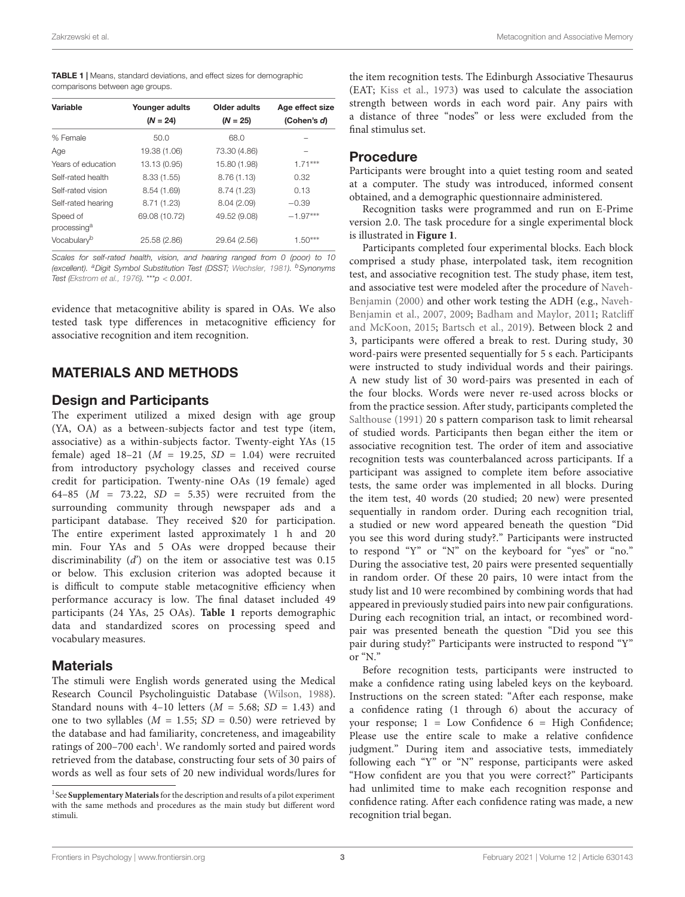**TABLE 1 |** Means, standard deviations, and effect sizes for demographic comparisons between age groups.

| Variable | Younger adults ($N$ = 24) | Older adults ($N$ = 25) | Age effect size (Cohen's $d$) |
|---|---|---|---|
| % Female | 50.0 | 68.0 | – |
| Age | 19.38 (1.06) | 73.30 (4.86) | – |
| Years of education | 13.13 (0.95) | 15.80 (1.98) | 1.71*** |
| Self-rated health | 8.33 (1.55) | 8.76 (1.13) | 0.32 |
| Self-rated vision | 8.54 (1.69) | 8.74 (1.23) | 0.13 |
| Self-rated hearing | 8.71 (1.23) | 8.04 (2.09) | −0.39 |
| Speed of processing[a] | 69.08 (10.72) | 49.52 (9.08) | −1.97*** |
| Vocabulary[b] | 25.58 (2.86) | 29.64 (2.56) | 1.50*** |

*Scales for self-rated health, vision, and hearing ranged from 0 (poor) to 10 (excellent).* [a]*Digit Symbol Substitution Test (DSST; Wechsler, 1981).* [b]*Synonyms Test (Ekstrom et al., 1976).* ***$p < 0.001$.

evidence that metacognitive ability is spared in OAs. We also tested task type differences in metacognitive efficiency for associative recognition and item recognition.

## MATERIALS AND METHODS

### Design and Participants

The experiment utilized a mixed design with age group (YA, OA) as a between-subjects factor and test type (item, associative) as a within-subjects factor. Twenty-eight YAs (15 female) aged 18–21 ($M$ = 19.25, $SD$ = 1.04) were recruited from introductory psychology classes and received course credit for participation. Twenty-nine OAs (19 female) aged 64–85 ($M$ = 73.22, $SD$ = 5.35) were recruited from the surrounding community through newspaper ads and a participant database. They received \$20 for participation. The entire experiment lasted approximately 1 h and 20 min. Four YAs and 5 OAs were dropped because their discriminability ($d'$) on the item or associative test was 0.15 or below. This exclusion criterion was adopted because it is difficult to compute stable metacognitive efficiency when performance accuracy is low. The final dataset included 49 participants (24 YAs, 25 OAs). **Table 1** reports demographic data and standardized scores on processing speed and vocabulary measures.

### Materials

The stimuli were English words generated using the Medical Research Council Psycholinguistic Database (Wilson, 1988). Standard nouns with 4–10 letters ($M$ = 5.68; $SD$ = 1.43) and one to two syllables ($M$ = 1.55; $SD$ = 0.50) were retrieved by the database and had familiarity, concreteness, and imageability ratings of 200–700 each[1]. We randomly sorted and paired words retrieved from the database, constructing four sets of 30 pairs of words as well as four sets of 20 new individual words/lures for the item recognition tests. The Edinburgh Associative Thesaurus (EAT; Kiss et al., 1973) was used to calculate the association strength between words in each word pair. Any pairs with a distance of three "nodes" or less were excluded from the final stimulus set.

### Procedure

Participants were brought into a quiet testing room and seated at a computer. The study was introduced, informed consent obtained, and a demographic questionnaire administered.

Recognition tasks were programmed and run on E-Prime version 2.0. The task procedure for a single experimental block is illustrated in **Figure 1**.

Participants completed four experimental blocks. Each block comprised a study phase, interpolated task, item recognition test, and associative recognition test. The study phase, item test, and associative test were modeled after the procedure of Naveh-Benjamin (2000) and other work testing the ADH (e.g., Naveh-Benjamin et al., 2007, 2009; Badham and Maylor, 2011; Ratcliff and McKoon, 2015; Bartsch et al., 2019). Between block 2 and 3, participants were offered a break to rest. During study, 30 word-pairs were presented sequentially for 5 s each. Participants were instructed to study individual words and their pairings. A new study list of 30 word-pairs was presented in each of the four blocks. Words were never re-used across blocks or from the practice session. After study, participants completed the Salthouse (1991) 20 s pattern comparison task to limit rehearsal of studied words. Participants then began either the item or associative recognition test. The order of item and associative recognition tests was counterbalanced across participants. If a participant was assigned to complete item before associative tests, the same order was implemented in all blocks. During the item test, 40 words (20 studied; 20 new) were presented sequentially in random order. During each recognition trial, a studied or new word appeared beneath the question "Did you see this word during study?." Participants were instructed to respond "Y" or "N" on the keyboard for "yes" or "no." During the associative test, 20 pairs were presented sequentially in random order. Of these 20 pairs, 10 were intact from the study list and 10 were recombined by combining words that had appeared in previously studied pairs into new pair configurations. During each recognition trial, an intact, or recombined word-pair was presented beneath the question "Did you see this pair during study?" Participants were instructed to respond "Y" or "N."

Before recognition tests, participants were instructed to make a confidence rating using labeled keys on the keyboard. Instructions on the screen stated: "After each response, make a confidence rating (1 through 6) about the accuracy of your response; 1 = Low Confidence 6 = High Confidence; Please use the entire scale to make a relative confidence judgment." During item and associative tests, immediately following each "Y" or "N" response, participants were asked "How confident are you that you were correct?" Participants had unlimited time to make each recognition response and confidence rating. After each confidence rating was made, a new recognition trial began.

[1]See **Supplementary Materials** for the description and results of a pilot experiment with the same methods and procedures as the main study but different word stimuli.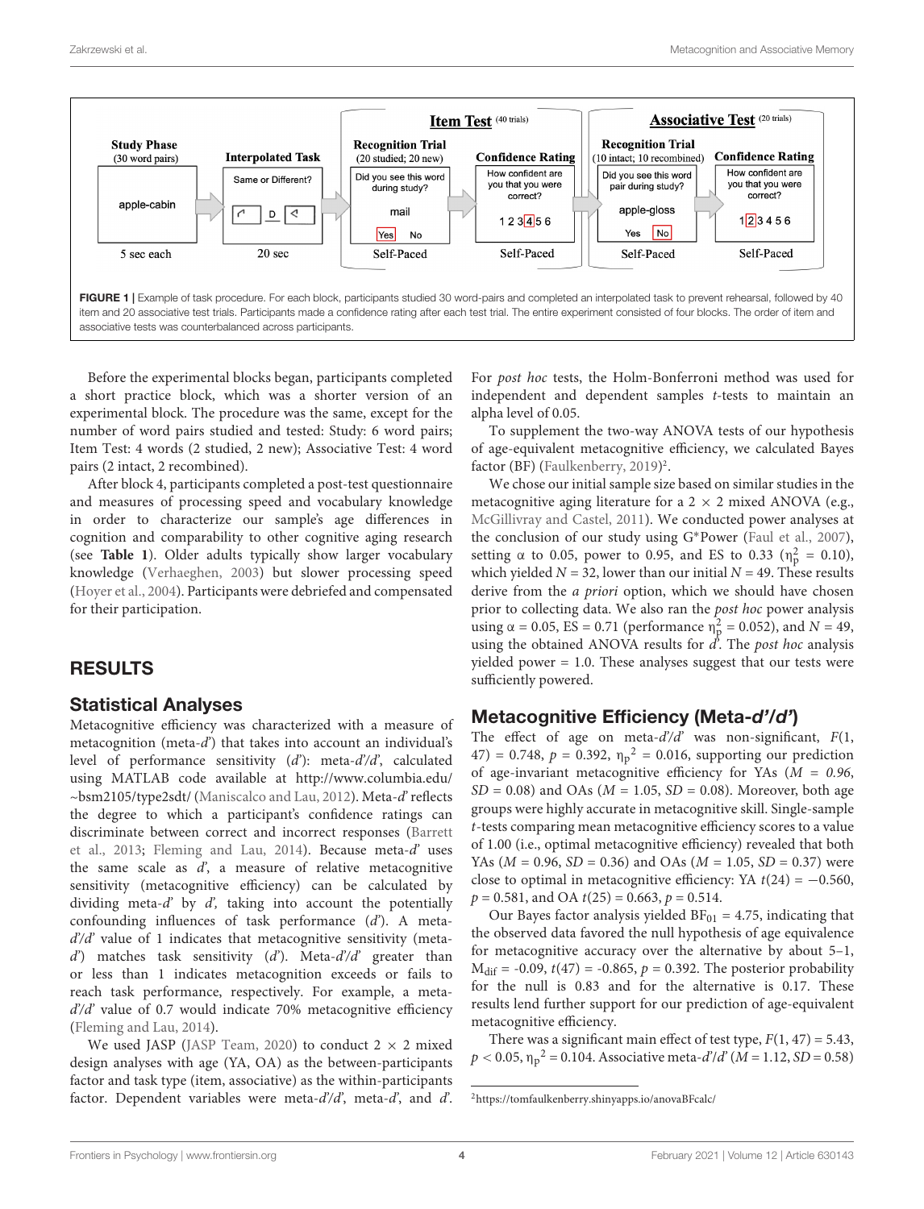FIGURE 1 | Example of task procedure. For each block, participants studied 30 word-pairs and completed an interpolated task to prevent rehearsal, followed by 40 item and 20 associative test trials. Participants made a confidence rating after each test trial. The entire experiment consisted of four blocks. The order of item and associative tests was counterbalanced across participants.

Before the experimental blocks began, participants completed a short practice block, which was a shorter version of an experimental block. The procedure was the same, except for the number of word pairs studied and tested: Study: 6 word pairs; Item Test: 4 words (2 studied, 2 new); Associative Test: 4 word pairs (2 intact, 2 recombined).

After block 4, participants completed a post-test questionnaire and measures of processing speed and vocabulary knowledge in order to characterize our sample's age differences in cognition and comparability to other cognitive aging research (see **Table 1**). Older adults typically show larger vocabulary knowledge (Verhaeghen, 2003) but slower processing speed (Hoyer et al., 2004). Participants were debriefed and compensated for their participation.

## RESULTS

### Statistical Analyses

Metacognitive efficiency was characterized with a measure of metacognition (meta-*d*') that takes into account an individual's level of performance sensitivity (*d*'): meta-*d*'/*d*', calculated using MATLAB code available at http://www.columbia.edu/~bsm2105/type2sdt/ (Maniscalco and Lau, 2012). Meta-*d*' reflects the degree to which a participant's confidence ratings can discriminate between correct and incorrect responses (Barrett et al., 2013; Fleming and Lau, 2014). Because meta-*d*' uses the same scale as *d*', a measure of relative metacognitive sensitivity (metacognitive efficiency) can be calculated by dividing meta-*d*' by *d*', taking into account the potentially confounding influences of task performance (*d*'). A meta-*d*'/*d*' value of 1 indicates that metacognitive sensitivity (meta-*d*') matches task sensitivity (*d*'). Meta-*d*'/*d*' greater than or less than 1 indicates metacognition exceeds or fails to reach task performance, respectively. For example, a meta-*d*'/*d*' value of 0.7 would indicate 70% metacognitive efficiency (Fleming and Lau, 2014).

We used JASP (JASP Team, 2020) to conduct 2 × 2 mixed design analyses with age (YA, OA) as the between-participants factor and task type (item, associative) as the within-participants factor. Dependent variables were meta-*d*'/*d*', meta-*d*', and *d*'. For *post hoc* tests, the Holm-Bonferroni method was used for independent and dependent samples *t*-tests to maintain an alpha level of 0.05.

To supplement the two-way ANOVA tests of our hypothesis of age-equivalent metacognitive efficiency, we calculated Bayes factor (BF) (Faulkenberry, 2019)[2].

We chose our initial sample size based on similar studies in the metacognitive aging literature for a 2 × 2 mixed ANOVA (e.g., McGillivray and Castel, 2011). We conducted power analyses at the conclusion of our study using G*Power (Faul et al., 2007), setting α to 0.05, power to 0.95, and ES to 0.33 ($\eta_p^2$ = 0.10), which yielded $N$ = 32, lower than our initial $N$ = 49. These results derive from the *a priori* option, which we should have chosen prior to collecting data. We also ran the *post hoc* power analysis using α = 0.05, ES = 0.71 (performance $\eta_p^2$ = 0.052), and $N$ = 49, using the obtained ANOVA results for *d*'. The *post hoc* analysis yielded power = 1.0. These analyses suggest that our tests were sufficiently powered.

### Metacognitive Efficiency (Meta-*d*'/*d*')

The effect of age on meta-*d*'/*d*' was non-significant, $F(1, 47) = 0.748$, $p = 0.392$, $\eta_p{}^2 = 0.016$, supporting our prediction of age-invariant metacognitive efficiency for YAs ($M$ = *0.96*, $SD$ = 0.08) and OAs ($M$ = 1.05, $SD$ = 0.08). Moreover, both age groups were highly accurate in metacognitive skill. Single-sample *t*-tests comparing mean metacognitive efficiency scores to a value of 1.00 (i.e., optimal metacognitive efficiency) revealed that both YAs ($M$ = 0.96, $SD$ = 0.36) and OAs ($M$ = 1.05, $SD$ = 0.37) were close to optimal in metacognitive efficiency: YA $t(24) = -0.560$, $p = 0.581$, and OA $t(25) = 0.663$, $p = 0.514$.

Our Bayes factor analysis yielded $BF_{01}$ = 4.75, indicating that the observed data favored the null hypothesis of age equivalence for metacognitive accuracy over the alternative by about 5–1, $M_{dif}$ = -0.09, $t(47)$ = -0.865, $p$ = 0.392. The posterior probability for the null is 0.83 and for the alternative is 0.17. These results lend further support for our prediction of age-equivalent metacognitive efficiency.

There was a significant main effect of test type, $F(1, 47) = 5.43$, $p < 0.05$, $\eta_p{}^2 = 0.104$. Associative meta-*d*'/*d*' ($M$ = 1.12, $SD$ = 0.58)

[2]https://tomfaulkenberry.shinyapps.io/anovaBFcalc/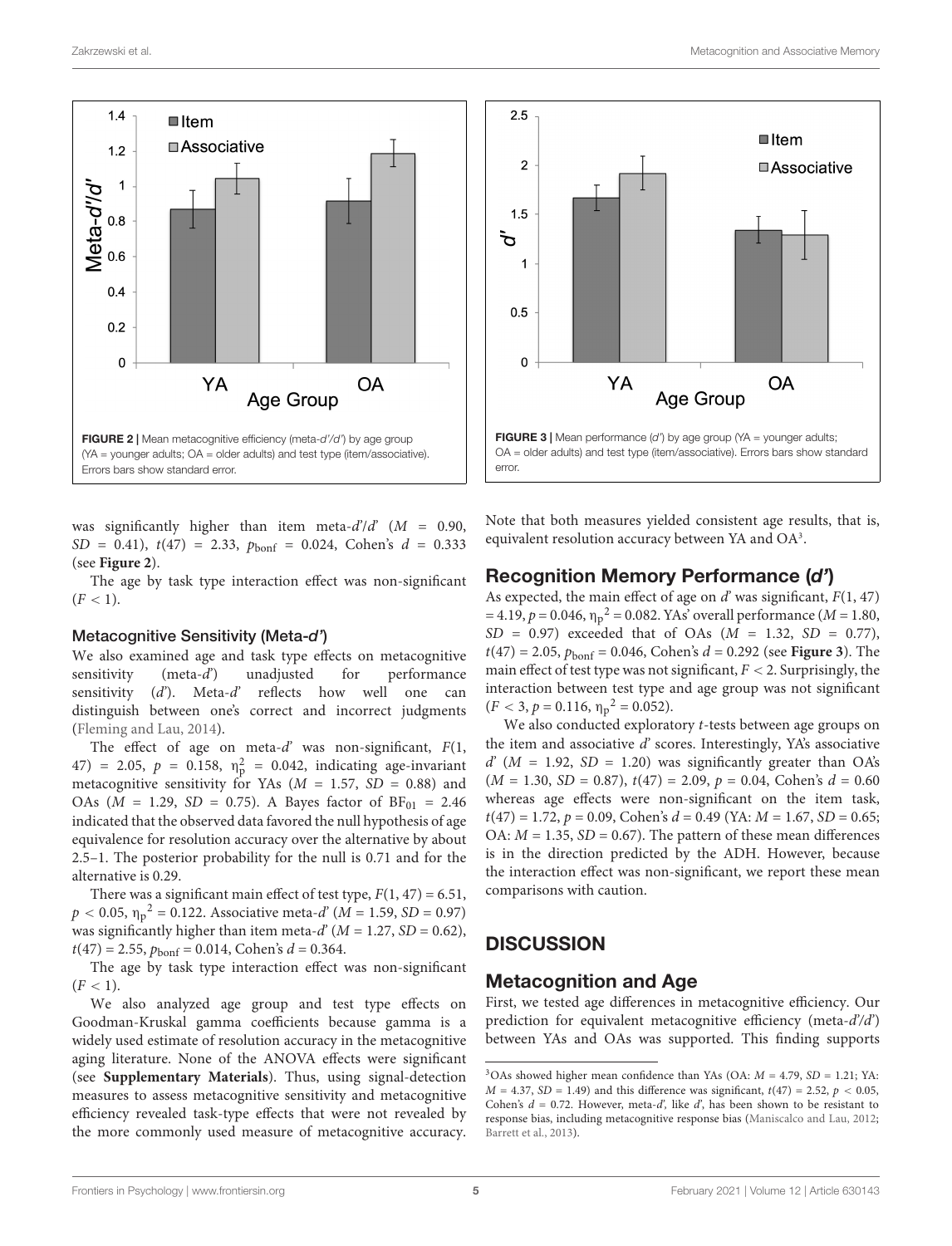FIGURE 2 | Mean metacognitive efficiency (meta-$d'$/$d'$) by age group (YA = younger adults; OA = older adults) and test type (item/associative). Errors bars show standard error.

FIGURE 3 | Mean performance ($d'$) by age group (YA = younger adults; OA = older adults) and test type (item/associative). Errors bars show standard error.

was significantly higher than item meta-$d'$/$d'$ ($M$ = 0.90, $SD$ = 0.41), $t(47)$ = 2.33, $p_{\text{bonf}}$ = 0.024, Cohen's $d$ = 0.333 (see **Figure 2**).

The age by task type interaction effect was non-significant ($F < 1$).

### Metacognitive Sensitivity (Meta-*d'*)

We also examined age and task type effects on metacognitive sensitivity (meta-$d'$) unadjusted for performance sensitivity ($d'$). Meta-$d'$ reflects how well one can distinguish between one's correct and incorrect judgments (Fleming and Lau, 2014).

The effect of age on meta-$d'$ was non-significant, $F(1, 47)$ = 2.05, $p$ = 0.158, $\eta_p^2$ = 0.042, indicating age-invariant metacognitive sensitivity for YAs ($M$ = 1.57, $SD$ = 0.88) and OAs ($M$ = 1.29, $SD$ = 0.75). A Bayes factor of $BF_{01}$ = 2.46 indicated that the observed data favored the null hypothesis of age equivalence for resolution accuracy over the alternative by about 2.5–1. The posterior probability for the null is 0.71 and for the alternative is 0.29.

There was a significant main effect of test type, $F(1, 47)$ = 6.51, $p < 0.05$, $\eta_p{}^2$ = 0.122. Associative meta-$d'$ ($M$ = 1.59, $SD$ = 0.97) was significantly higher than item meta-$d'$ ($M$ = 1.27, $SD$ = 0.62), $t(47)$ = 2.55, $p_{\text{bonf}}$ = 0.014, Cohen's $d$ = 0.364.

The age by task type interaction effect was non-significant ($F < 1$).

We also analyzed age group and test type effects on Goodman-Kruskal gamma coefficients because gamma is a widely used estimate of resolution accuracy in the metacognitive aging literature. None of the ANOVA effects were significant (see **Supplementary Materials**). Thus, using signal-detection measures to assess metacognitive sensitivity and metacognitive efficiency revealed task-type effects that were not revealed by the more commonly used measure of metacognitive accuracy. Note that both measures yielded consistent age results, that is, equivalent resolution accuracy between YA and OA[3].

## Recognition Memory Performance (*d'*)

As expected, the main effect of age on $d'$ was significant, $F(1, 47)$ = 4.19, $p$ = 0.046, $\eta_p{}^2$ = 0.082. YAs' overall performance ($M$ = 1.80, $SD$ = 0.97) exceeded that of OAs ($M$ = 1.32, $SD$ = 0.77), $t(47)$ = 2.05, $p_{\text{bonf}}$ = 0.046, Cohen's $d$ = 0.292 (see **Figure 3**). The main effect of test type was not significant, $F < 2$. Surprisingly, the interaction between test type and age group was not significant ($F < 3$, $p$ = 0.116, $\eta_p{}^2$ = 0.052).

We also conducted exploratory $t$-tests between age groups on the item and associative $d'$ scores. Interestingly, YA's associative $d'$ ($M$ = 1.92, $SD$ = 1.20) was significantly greater than OA's ($M$ = 1.30, $SD$ = 0.87), $t(47)$ = 2.09, $p$ = 0.04, Cohen's $d$ = 0.60 whereas age effects were non-significant on the item task, $t(47)$ = 1.72, $p$ = 0.09, Cohen's $d$ = 0.49 (YA: $M$ = 1.67, $SD$ = 0.65; OA: $M$ = 1.35, $SD$ = 0.67). The pattern of these mean differences is in the direction predicted by the ADH. However, because the interaction effect was non-significant, we report these mean comparisons with caution.

# DISCUSSION

## Metacognition and Age

First, we tested age differences in metacognitive efficiency. Our prediction for equivalent metacognitive efficiency (meta-$d'$/$d'$) between YAs and OAs was supported. This finding supports

[3]OAs showed higher mean confidence than YAs (OA: $M$ = 4.79, $SD$ = 1.21; YA: $M$ = 4.37, $SD$ = 1.49) and this difference was significant, $t(47)$ = 2.52, $p < 0.05$, Cohen's $d$ = 0.72. However, meta-$d'$, like $d'$, has been shown to be resistant to response bias, including metacognitive response bias (Maniscalco and Lau, 2012; Barrett et al., 2013).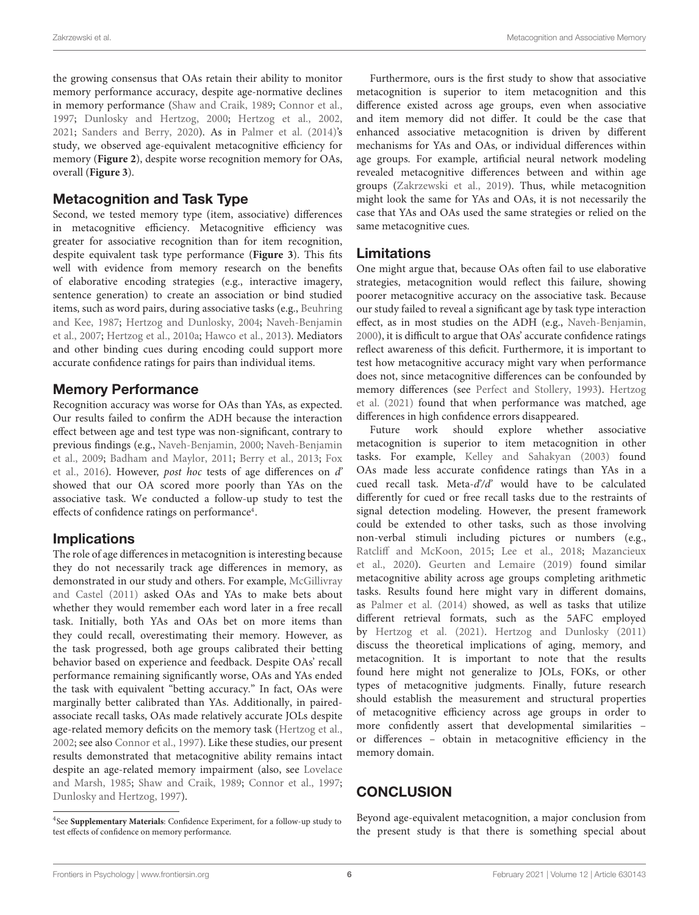the growing consensus that OAs retain their ability to monitor memory performance accuracy, despite age-normative declines in memory performance (Shaw and Craik, 1989; Connor et al., 1997; Dunlosky and Hertzog, 2000; Hertzog et al., 2002, 2021; Sanders and Berry, 2020). As in Palmer et al. (2014)'s study, we observed age-equivalent metacognitive efficiency for memory (**Figure 2**), despite worse recognition memory for OAs, overall (**Figure 3**).

## Metacognition and Task Type

Second, we tested memory type (item, associative) differences in metacognitive efficiency. Metacognitive efficiency was greater for associative recognition than for item recognition, despite equivalent task type performance (**Figure 3**). This fits well with evidence from memory research on the benefits of elaborative encoding strategies (e.g., interactive imagery, sentence generation) to create an association or bind studied items, such as word pairs, during associative tasks (e.g., Beuhring and Kee, 1987; Hertzog and Dunlosky, 2004; Naveh-Benjamin et al., 2007; Hertzog et al., 2010a; Hawco et al., 2013). Mediators and other binding cues during encoding could support more accurate confidence ratings for pairs than individual items.

## Memory Performance

Recognition accuracy was worse for OAs than YAs, as expected. Our results failed to confirm the ADH because the interaction effect between age and test type was non-significant, contrary to previous findings (e.g., Naveh-Benjamin, 2000; Naveh-Benjamin et al., 2009; Badham and Maylor, 2011; Berry et al., 2013; Fox et al., 2016). However, *post hoc* tests of age differences on *d'* showed that our OA scored more poorly than YAs on the associative task. We conducted a follow-up study to test the effects of confidence ratings on performance[4].

## Implications

The role of age differences in metacognition is interesting because they do not necessarily track age differences in memory, as demonstrated in our study and others. For example, McGillivray and Castel (2011) asked OAs and YAs to make bets about whether they would remember each word later in a free recall task. Initially, both YAs and OAs bet on more items than they could recall, overestimating their memory. However, as the task progressed, both age groups calibrated their betting behavior based on experience and feedback. Despite OAs' recall performance remaining significantly worse, OAs and YAs ended the task with equivalent "betting accuracy." In fact, OAs were marginally better calibrated than YAs. Additionally, in paired-associate recall tasks, OAs made relatively accurate JOLs despite age-related memory deficits on the memory task (Hertzog et al., 2002; see also Connor et al., 1997). Like these studies, our present results demonstrated that metacognitive ability remains intact despite an age-related memory impairment (also, see Lovelace and Marsh, 1985; Shaw and Craik, 1989; Connor et al., 1997; Dunlosky and Hertzog, 1997).

Furthermore, ours is the first study to show that associative metacognition is superior to item metacognition and this difference existed across age groups, even when associative and item memory did not differ. It could be the case that enhanced associative metacognition is driven by different mechanisms for YAs and OAs, or individual differences within age groups. For example, artificial neural network modeling revealed metacognitive differences between and within age groups (Zakrzewski et al., 2019). Thus, while metacognition might look the same for YAs and OAs, it is not necessarily the case that YAs and OAs used the same strategies or relied on the same metacognitive cues.

## Limitations

One might argue that, because OAs often fail to use elaborative strategies, metacognition would reflect this failure, showing poorer metacognitive accuracy on the associative task. Because our study failed to reveal a significant age by task type interaction effect, as in most studies on the ADH (e.g., Naveh-Benjamin, 2000), it is difficult to argue that OAs' accurate confidence ratings reflect awareness of this deficit. Furthermore, it is important to test how metacognitive accuracy might vary when performance does not, since metacognitive differences can be confounded by memory differences (see Perfect and Stollery, 1993). Hertzog et al. (2021) found that when performance was matched, age differences in high confidence errors disappeared.

Future work should explore whether associative metacognition is superior to item metacognition in other tasks. For example, Kelley and Sahakyan (2003) found OAs made less accurate confidence ratings than YAs in a cued recall task. Meta-*d'*/*d'* would have to be calculated differently for cued or free recall tasks due to the restraints of signal detection modeling. However, the present framework could be extended to other tasks, such as those involving non-verbal stimuli including pictures or numbers (e.g., Ratcliff and McKoon, 2015; Lee et al., 2018; Mazancieux et al., 2020). Geurten and Lemaire (2019) found similar metacognitive ability across age groups completing arithmetic tasks. Results found here might vary in different domains, as Palmer et al. (2014) showed, as well as tasks that utilize different retrieval formats, such as the 5AFC employed by Hertzog et al. (2021). Hertzog and Dunlosky (2011) discuss the theoretical implications of aging, memory, and metacognition. It is important to note that the results found here might not generalize to JOLs, FOKs, or other types of metacognitive judgments. Finally, future research should establish the measurement and structural properties of metacognitive efficiency across age groups in order to more confidently assert that developmental similarities – or differences – obtain in metacognitive efficiency in the memory domain.

# CONCLUSION

Beyond age-equivalent metacognition, a major conclusion from the present study is that there is something special about

[4]See **Supplementary Materials**: Confidence Experiment, for a follow-up study to test effects of confidence on memory performance.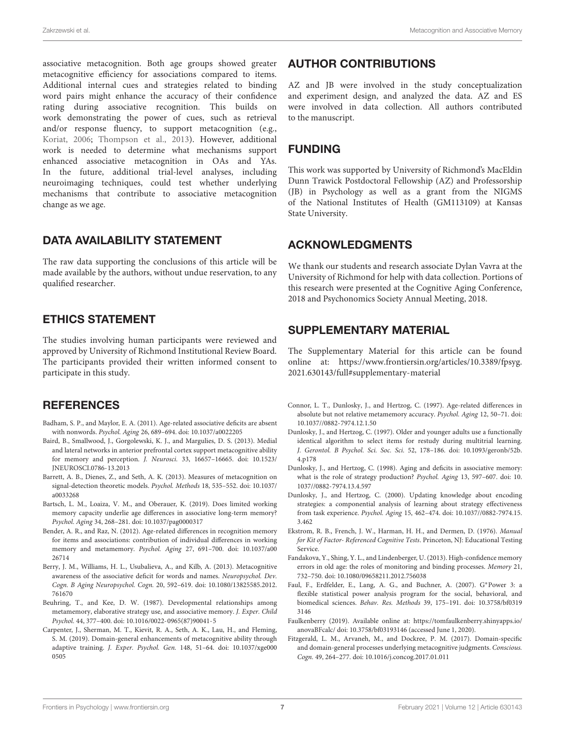associative metacognition. Both age groups showed greater metacognitive efficiency for associations compared to items. Additional internal cues and strategies related to binding word pairs might enhance the accuracy of their confidence rating during associative recognition. This builds on work demonstrating the power of cues, such as retrieval and/or response fluency, to support metacognition (e.g., Koriat, 2006; Thompson et al., 2013). However, additional work is needed to determine what mechanisms support enhanced associative metacognition in OAs and YAs. In the future, additional trial-level analyses, including neuroimaging techniques, could test whether underlying mechanisms that contribute to associative metacognition change as we age.

## DATA AVAILABILITY STATEMENT

The raw data supporting the conclusions of this article will be made available by the authors, without undue reservation, to any qualified researcher.

## ETHICS STATEMENT

The studies involving human participants were reviewed and approved by University of Richmond Institutional Review Board. The participants provided their written informed consent to participate in this study.

## AUTHOR CONTRIBUTIONS

AZ and JB were involved in the study conceptualization and experiment design, and analyzed the data. AZ and ES were involved in data collection. All authors contributed to the manuscript.

## FUNDING

This work was supported by University of Richmond's MacEldin Dunn Trawick Postdoctoral Fellowship (AZ) and Professorship (JB) in Psychology as well as a grant from the NIGMS of the National Institutes of Health (GM113109) at Kansas State University.

## ACKNOWLEDGMENTS

We thank our students and research associate Dylan Vavra at the University of Richmond for help with data collection. Portions of this research were presented at the Cognitive Aging Conference, 2018 and Psychonomics Society Annual Meeting, 2018.

## SUPPLEMENTARY MATERIAL

The Supplementary Material for this article can be found online at: https://www.frontiersin.org/articles/10.3389/fpsyg.2021.630143/full#supplementary-material

## REFERENCES

Badham, S. P., and Maylor, E. A. (2011). Age-related associative deficits are absent with nonwords. *Psychol. Aging* 26, 689–694. doi: 10.1037/a0022205

Baird, B., Smallwood, J., Gorgolewski, K. J., and Margulies, D. S. (2013). Medial and lateral networks in anterior prefrontal cortex support metacognitive ability for memory and perception. *J. Neurosci.* 33, 16657–16665. doi: 10.1523/JNEUROSCI.0786-13.2013

Barrett, A. B., Dienes, Z., and Seth, A. K. (2013). Measures of metacognition on signal-detection theoretic models. *Psychol. Methods* 18, 535–552. doi: 10.1037/a0033268

Bartsch, L. M., Loaiza, V. M., and Oberauer, K. (2019). Does limited working memory capacity underlie age differences in associative long-term memory? *Psychol. Aging* 34, 268–281. doi: 10.1037/pag0000317

Bender, A. R., and Raz, N. (2012). Age-related differences in recognition memory for items and associations: contribution of individual differences in working memory and metamemory. *Psychol. Aging* 27, 691–700. doi: 10.1037/a0026714

Berry, J. M., Williams, H. L., Usubalieva, A., and Kilb, A. (2013). Metacognitive awareness of the associative deficit for words and names. *Neuropsychol. Dev. Cogn. B Aging Neuropsychol. Cogn.* 20, 592–619. doi: 10.1080/13825585.2012.761670

Beuhring, T., and Kee, D. W. (1987). Developmental relationships among metamemory, elaborative strategy use, and associative memory. *J. Exper. Child Psychol.* 44, 377–400. doi: 10.1016/0022-0965(87)90041-5

Carpenter, J., Sherman, M. T., Kievit, R. A., Seth, A. K., Lau, H., and Fleming, S. M. (2019). Domain-general enhancements of metacognitive ability through adaptive training. *J. Exper. Psychol. Gen.* 148, 51–64. doi: 10.1037/xge0000505

Connor, L. T., Dunlosky, J., and Hertzog, C. (1997). Age-related differences in absolute but not relative metamemory accuracy. *Psychol. Aging* 12, 50–71. doi: 10.1037//0882-7974.12.1.50

Dunlosky, J., and Hertzog, C. (1997). Older and younger adults use a functionally identical algorithm to select items for restudy during multitrial learning. *J. Gerontol. B Psychol. Sci. Soc. Sci.* 52, 178–186. doi: 10.1093/geronb/52b.4.p178

Dunlosky, J., and Hertzog, C. (1998). Aging and deficits in associative memory: what is the role of strategy production? *Psychol. Aging* 13, 597–607. doi: 10.1037//0882-7974.13.4.597

Dunlosky, J., and Hertzog, C. (2000). Updating knowledge about encoding strategies: a componential analysis of learning about strategy effectiveness from task experience. *Psychol. Aging* 15, 462–474. doi: 10.1037//0882-7974.15.3.462

Ekstrom, R. B., French, J. W., Harman, H. H., and Dermen, D. (1976). *Manual for Kit of Factor- Referenced Cognitive Tests*. Princeton, NJ: Educational Testing Service.

Fandakova, Y., Shing, Y. L., and Lindenberger, U. (2013). High-confidence memory errors in old age: the roles of monitoring and binding processes. *Memory* 21, 732–750. doi: 10.1080/09658211.2012.756038

Faul, F., Erdfelder, E., Lang, A. G., and Buchner, A. (2007). G*Power 3: a flexible statistical power analysis program for the social, behavioral, and biomedical sciences. *Behav. Res. Methods* 39, 175–191. doi: 10.3758/bf03193146

Faulkenberry (2019). Available online at: https://tomfaulkenberry.shinyapps.io/anovaBFcalc/ doi: 10.3758/bf03193146 (accessed June 1, 2020).

Fitzgerald, L. M., Arvaneh, M., and Dockree, P. M. (2017). Domain-specific and domain-general processes underlying metacognitive judgments. *Conscious. Cogn.* 49, 264–277. doi: 10.1016/j.concog.2017.01.011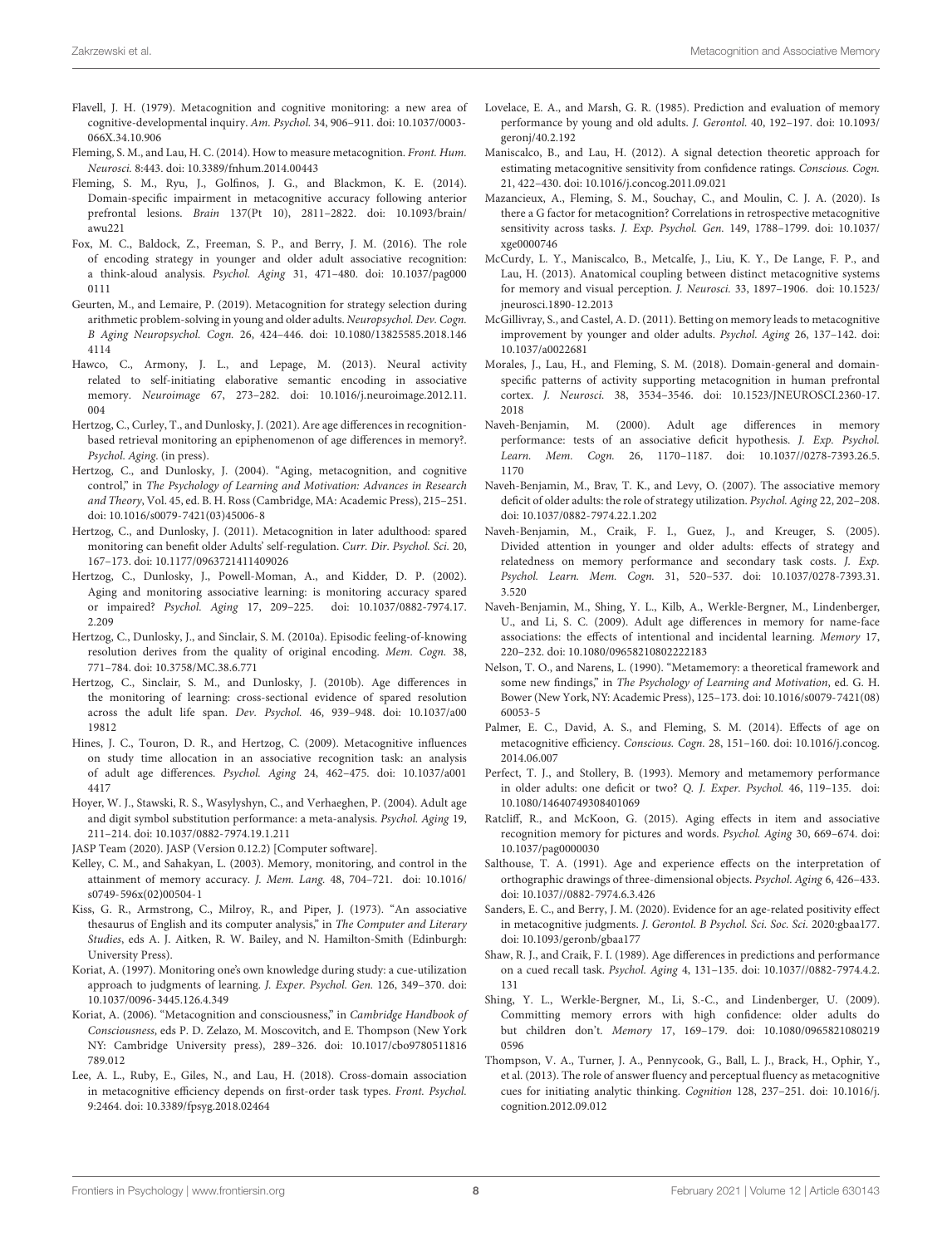Flavell, J. H. (1979). Metacognition and cognitive monitoring: a new area of cognitive-developmental inquiry. *Am. Psychol.* 34, 906–911. doi: 10.1037/0003-066X.34.10.906

Fleming, S. M., and Lau, H. C. (2014). How to measure metacognition. *Front. Hum. Neurosci.* 8:443. doi: 10.3389/fnhum.2014.00443

Fleming, S. M., Ryu, J., Golfinos, J. G., and Blackmon, K. E. (2014). Domain-specific impairment in metacognitive accuracy following anterior prefrontal lesions. *Brain* 137(Pt 10), 2811–2822. doi: 10.1093/brain/awu221

Fox, M. C., Baldock, Z., Freeman, S. P., and Berry, J. M. (2016). The role of encoding strategy in younger and older adult associative recognition: a think-aloud analysis. *Psychol. Aging* 31, 471–480. doi: 10.1037/pag0000111

Geurten, M., and Lemaire, P. (2019). Metacognition for strategy selection during arithmetic problem-solving in young and older adults. *Neuropsychol. Dev. Cogn. B Aging Neuropsychol. Cogn.* 26, 424–446. doi: 10.1080/13825585.2018.1464114

Hawco, C., Armony, J. L., and Lepage, M. (2013). Neural activity related to self-initiating elaborative semantic encoding in associative memory. *Neuroimage* 67, 273–282. doi: 10.1016/j.neuroimage.2012.11.004

Hertzog, C., Curley, T., and Dunlosky, J. (2021). Are age differences in recognition-based retrieval monitoring an epiphenomenon of age differences in memory?. *Psychol. Aging*. (in press).

Hertzog, C., and Dunlosky, J. (2004). "Aging, metacognition, and cognitive control," in *The Psychology of Learning and Motivation: Advances in Research and Theory*, Vol. 45, ed. B. H. Ross (Cambridge, MA: Academic Press), 215–251. doi: 10.1016/s0079-7421(03)45006-8

Hertzog, C., and Dunlosky, J. (2011). Metacognition in later adulthood: spared monitoring can benefit older Adults' self-regulation. *Curr. Dir. Psychol. Sci.* 20, 167–173. doi: 10.1177/0963721411409026

Hertzog, C., Dunlosky, J., Powell-Moman, A., and Kidder, D. P. (2002). Aging and monitoring associative learning: is monitoring accuracy spared or impaired? *Psychol. Aging* 17, 209–225. doi: 10.1037/0882-7974.17.2.209

Hertzog, C., Dunlosky, J., and Sinclair, S. M. (2010a). Episodic feeling-of-knowing resolution derives from the quality of original encoding. *Mem. Cogn.* 38, 771–784. doi: 10.3758/MC.38.6.771

Hertzog, C., Sinclair, S. M., and Dunlosky, J. (2010b). Age differences in the monitoring of learning: cross-sectional evidence of spared resolution across the adult life span. *Dev. Psychol.* 46, 939–948. doi: 10.1037/a0019812

Hines, J. C., Touron, D. R., and Hertzog, C. (2009). Metacognitive influences on study time allocation in an associative recognition task: an analysis of adult age differences. *Psychol. Aging* 24, 462–475. doi: 10.1037/a0014417

Hoyer, W. J., Stawski, R. S., Wasylyshyn, C., and Verhaeghen, P. (2004). Adult age and digit symbol substitution performance: a meta-analysis. *Psychol. Aging* 19, 211–214. doi: 10.1037/0882-7974.19.1.211

JASP Team (2020). JASP (Version 0.12.2) [Computer software].

Kelley, C. M., and Sahakyan, L. (2003). Memory, monitoring, and control in the attainment of memory accuracy. *J. Mem. Lang.* 48, 704–721. doi: 10.1016/s0749-596x(02)00504-1

Kiss, G. R., Armstrong, C., Milroy, R., and Piper, J. (1973). "An associative thesaurus of English and its computer analysis," in *The Computer and Literary Studies*, eds A. J. Aitken, R. W. Bailey, and N. Hamilton-Smith (Edinburgh: University Press).

Koriat, A. (1997). Monitoring one's own knowledge during study: a cue-utilization approach to judgments of learning. *J. Exper. Psychol. Gen.* 126, 349–370. doi: 10.1037/0096-3445.126.4.349

Koriat, A. (2006). "Metacognition and consciousness," in *Cambridge Handbook of Consciousness*, eds P. D. Zelazo, M. Moscovitch, and E. Thompson (New York NY: Cambridge University press), 289–326. doi: 10.1017/cbo9780511816789.012

Lee, A. L., Ruby, E., Giles, N., and Lau, H. (2018). Cross-domain association in metacognitive efficiency depends on first-order task types. *Front. Psychol.* 9:2464. doi: 10.3389/fpsyg.2018.02464

Lovelace, E. A., and Marsh, G. R. (1985). Prediction and evaluation of memory performance by young and old adults. *J. Gerontol.* 40, 192–197. doi: 10.1093/geronj/40.2.192

Maniscalco, B., and Lau, H. (2012). A signal detection theoretic approach for estimating metacognitive sensitivity from confidence ratings. *Conscious. Cogn.* 21, 422–430. doi: 10.1016/j.concog.2011.09.021

Mazancieux, A., Fleming, S. M., Souchay, C., and Moulin, C. J. A. (2020). Is there a G factor for metacognition? Correlations in retrospective metacognitive sensitivity across tasks. *J. Exp. Psychol. Gen.* 149, 1788–1799. doi: 10.1037/xge0000746

McCurdy, L. Y., Maniscalco, B., Metcalfe, J., Liu, K. Y., De Lange, F. P., and Lau, H. (2013). Anatomical coupling between distinct metacognitive systems for memory and visual perception. *J. Neurosci.* 33, 1897–1906. doi: 10.1523/jneurosci.1890-12.2013

McGillivray, S., and Castel, A. D. (2011). Betting on memory leads to metacognitive improvement by younger and older adults. *Psychol. Aging* 26, 137–142. doi: 10.1037/a0022681

Morales, J., Lau, H., and Fleming, S. M. (2018). Domain-general and domain-specific patterns of activity supporting metacognition in human prefrontal cortex. *J. Neurosci.* 38, 3534–3546. doi: 10.1523/JNEUROSCI.2360-17.2018

Naveh-Benjamin, M. (2000). Adult age differences in memory performance: tests of an associative deficit hypothesis. *J. Exp. Psychol. Learn. Mem. Cogn.* 26, 1170–1187. doi: 10.1037//0278-7393.26.5.1170

Naveh-Benjamin, M., Brav, T. K., and Levy, O. (2007). The associative memory deficit of older adults: the role of strategy utilization. *Psychol. Aging* 22, 202–208. doi: 10.1037/0882-7974.22.1.202

Naveh-Benjamin, M., Craik, F. I., Guez, J., and Kreuger, S. (2005). Divided attention in younger and older adults: effects of strategy and relatedness on memory performance and secondary task costs. *J. Exp. Psychol. Learn. Mem. Cogn.* 31, 520–537. doi: 10.1037/0278-7393.31.3.520

Naveh-Benjamin, M., Shing, Y. L., Kilb, A., Werkle-Bergner, M., Lindenberger, U., and Li, S. C. (2009). Adult age differences in memory for name-face associations: the effects of intentional and incidental learning. *Memory* 17, 220–232. doi: 10.1080/09658210802222183

Nelson, T. O., and Narens, L. (1990). "Metamemory: a theoretical framework and some new findings," in *The Psychology of Learning and Motivation*, ed. G. H. Bower (New York, NY: Academic Press), 125–173. doi: 10.1016/s0079-7421(08)60053-5

Palmer, E. C., David, A. S., and Fleming, S. M. (2014). Effects of age on metacognitive efficiency. *Conscious. Cogn.* 28, 151–160. doi: 10.1016/j.concog.2014.06.007

Perfect, T. J., and Stollery, B. (1993). Memory and metamemory performance in older adults: one deficit or two? *Q. J. Exper. Psychol.* 46, 119–135. doi: 10.1080/14640749308401069

Ratcliff, R., and McKoon, G. (2015). Aging effects in item and associative recognition memory for pictures and words. *Psychol. Aging* 30, 669–674. doi: 10.1037/pag0000030

Salthouse, T. A. (1991). Age and experience effects on the interpretation of orthographic drawings of three-dimensional objects. *Psychol. Aging* 6, 426–433. doi: 10.1037//0882-7974.6.3.426

Sanders, E. C., and Berry, J. M. (2020). Evidence for an age-related positivity effect in metacognitive judgments. *J. Gerontol. B Psychol. Sci. Soc. Sci.* 2020:gbaa177. doi: 10.1093/geronb/gbaa177

Shaw, R. J., and Craik, F. I. (1989). Age differences in predictions and performance on a cued recall task. *Psychol. Aging* 4, 131–135. doi: 10.1037//0882-7974.4.2.131

Shing, Y. L., Werkle-Bergner, M., Li, S.-C., and Lindenberger, U. (2009). Committing memory errors with high confidence: older adults do but children don't. *Memory* 17, 169–179. doi: 10.1080/09658210802190596

Thompson, V. A., Turner, J. A., Pennycook, G., Ball, L. J., Brack, H., Ophir, Y., et al. (2013). The role of answer fluency and perceptual fluency as metacognitive cues for initiating analytic thinking. *Cognition* 128, 237–251. doi: 10.1016/j.cognition.2012.09.012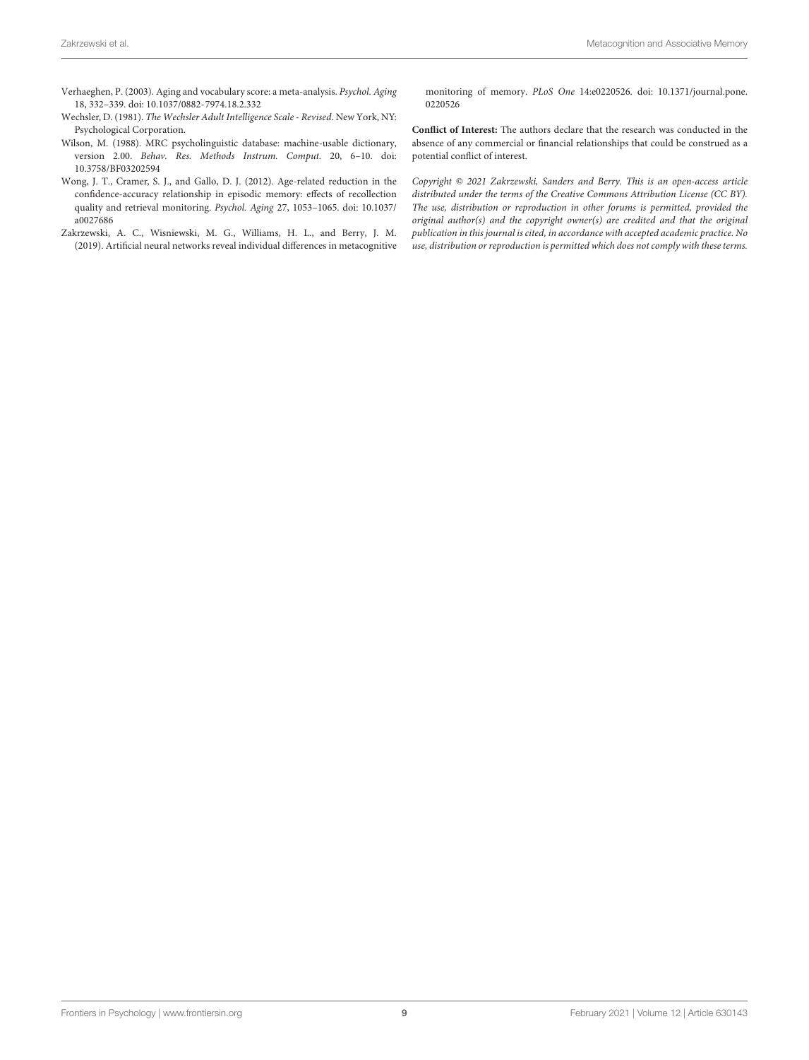Verhaeghen, P. (2003). Aging and vocabulary score: a meta-analysis. *Psychol. Aging* 18, 332–339. doi: 10.1037/0882-7974.18.2.332

Wechsler, D. (1981). *The Wechsler Adult Intelligence Scale - Revised*. New York, NY: Psychological Corporation.

Wilson, M. (1988). MRC psycholinguistic database: machine-usable dictionary, version 2.00. *Behav. Res. Methods Instrum. Comput.* 20, 6–10. doi: 10.3758/BF03202594

Wong, J. T., Cramer, S. J., and Gallo, D. J. (2012). Age-related reduction in the confidence-accuracy relationship in episodic memory: effects of recollection quality and retrieval monitoring. *Psychol. Aging* 27, 1053–1065. doi: 10.1037/a0027686

Zakrzewski, A. C., Wisniewski, M. G., Williams, H. L., and Berry, J. M. (2019). Artificial neural networks reveal individual differences in metacognitive monitoring of memory. *PLoS One* 14:e0220526. doi: 10.1371/journal.pone.0220526

**Conflict of Interest:** The authors declare that the research was conducted in the absence of any commercial or financial relationships that could be construed as a potential conflict of interest.

*Copyright © 2021 Zakrzewski, Sanders and Berry. This is an open-access article distributed under the terms of the Creative Commons Attribution License (CC BY). The use, distribution or reproduction in other forums is permitted, provided the original author(s) and the copyright owner(s) are credited and that the original publication in this journal is cited, in accordance with accepted academic practice. No use, distribution or reproduction is permitted which does not comply with these terms.*